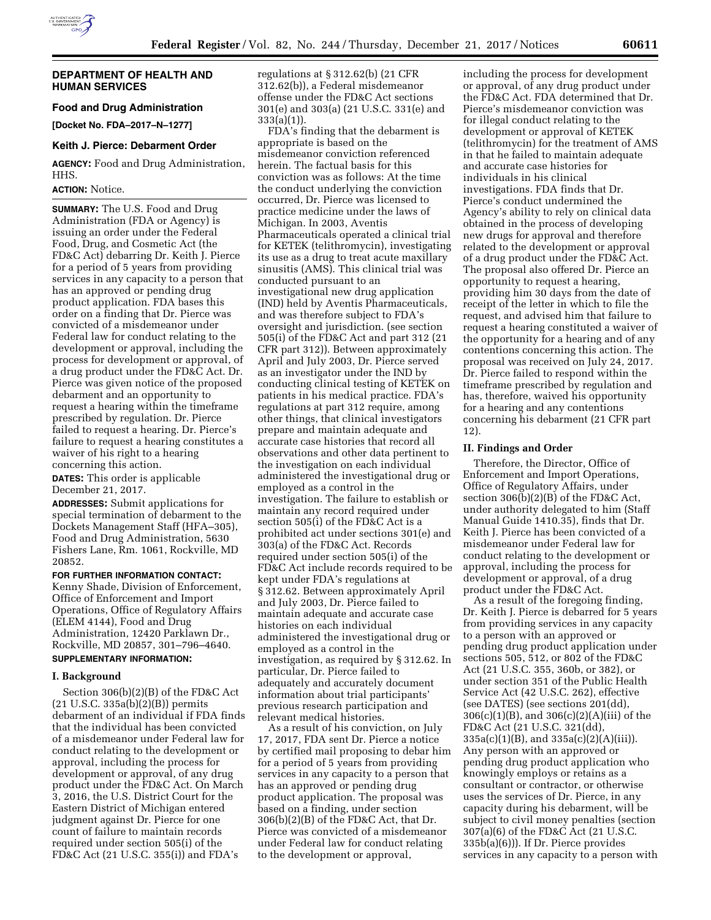## DEPARTMENT OF HEALTH AND HUMAN SERVICES

### Food and Drug Administration

**[Docket No. FDA–2017–N–1277]**

### Keith J. Pierce: Debarment Order

**AGENCY:** Food and Drug Administration, HHS.

**ACTION:** Notice.

**SUMMARY:** The U.S. Food and Drug Administration (FDA or Agency) is issuing an order under the Federal Food, Drug, and Cosmetic Act (the FD&C Act) debarring Dr. Keith J. Pierce for a period of 5 years from providing services in any capacity to a person that has an approved or pending drug product application. FDA bases this order on a finding that Dr. Pierce was convicted of a misdemeanor under Federal law for conduct relating to the development or approval, including the process for development or approval, of a drug product under the FD&C Act. Dr. Pierce was given notice of the proposed debarment and an opportunity to request a hearing within the timeframe prescribed by regulation. Dr. Pierce failed to request a hearing. Dr. Pierce's failure to request a hearing constitutes a waiver of his right to a hearing concerning this action.

**DATES:** This order is applicable December 21, 2017.

**ADDRESSES:** Submit applications for special termination of debarment to the Dockets Management Staff (HFA–305), Food and Drug Administration, 5630 Fishers Lane, Rm. 1061, Rockville, MD 20852.

**FOR FURTHER INFORMATION CONTACT:** Kenny Shade, Division of Enforcement, Office of Enforcement and Import Operations, Office of Regulatory Affairs (ELEM 4144), Food and Drug Administration, 12420 Parklawn Dr., Rockville, MD 20857, 301–796–4640.

**SUPPLEMENTARY INFORMATION:**

### I. Background

Section 306(b)(2)(B) of the FD&C Act (21 U.S.C. 335a(b)(2)(B)) permits debarment of an individual if FDA finds that the individual has been convicted of a misdemeanor under Federal law for conduct relating to the development or approval, including the process for development or approval, of any drug product under the FD&C Act. On March 3, 2016, the U.S. District Court for the Eastern District of Michigan entered judgment against Dr. Pierce for one count of failure to maintain records required under section 505(i) of the FD&C Act (21 U.S.C. 355(i)) and FDA's regulations at § 312.62(b) (21 CFR 312.62(b)), a Federal misdemeanor offense under the FD&C Act sections 301(e) and 303(a) (21 U.S.C. 331(e) and 333(a)(1)).

FDA's finding that the debarment is appropriate is based on the misdemeanor conviction referenced herein. The factual basis for this conviction was as follows: At the time the conduct underlying the conviction occurred, Dr. Pierce was licensed to practice medicine under the laws of Michigan. In 2003, Aventis Pharmaceuticals operated a clinical trial for KETEK (telithromycin), investigating its use as a drug to treat acute maxillary sinusitis (AMS). This clinical trial was conducted pursuant to an investigational new drug application (IND) held by Aventis Pharmaceuticals, and was therefore subject to FDA's oversight and jurisdiction. (see section 505(i) of the FD&C Act and part 312 (21 CFR part 312)). Between approximately April and July 2003, Dr. Pierce served as an investigator under the IND by conducting clinical testing of KETEK on patients in his medical practice. FDA's regulations at part 312 require, among other things, that clinical investigators prepare and maintain adequate and accurate case histories that record all observations and other data pertinent to the investigation on each individual administered the investigational drug or employed as a control in the investigation. The failure to establish or maintain any record required under section 505(i) of the FD&C Act is a prohibited act under sections 301(e) and 303(a) of the FD&C Act. Records required under section 505(i) of the FD&C Act include records required to be kept under FDA's regulations at § 312.62. Between approximately April and July 2003, Dr. Pierce failed to maintain adequate and accurate case histories on each individual administered the investigational drug or employed as a control in the investigation, as required by § 312.62. In particular, Dr. Pierce failed to adequately and accurately document information about trial participants' previous research participation and relevant medical histories.

As a result of his conviction, on July 17, 2017, FDA sent Dr. Pierce a notice by certified mail proposing to debar him for a period of 5 years from providing services in any capacity to a person that has an approved or pending drug product application. The proposal was based on a finding, under section 306(b)(2)(B) of the FD&C Act, that Dr. Pierce was convicted of a misdemeanor under Federal law for conduct relating to the development or approval, including the process for development or approval, of any drug product under the FD&C Act. FDA determined that Dr. Pierce's misdemeanor conviction was for illegal conduct relating to the development or approval of KETEK (telithromycin) for the treatment of AMS in that he failed to maintain adequate and accurate case histories for individuals in his clinical investigations. FDA finds that Dr. Pierce's conduct undermined the Agency's ability to rely on clinical data obtained in the process of developing new drugs for approval and therefore related to the development or approval of a drug product under the FD&C Act. The proposal also offered Dr. Pierce an opportunity to request a hearing, providing him 30 days from the date of receipt of the letter in which to file the request, and advised him that failure to request a hearing constituted a waiver of the opportunity for a hearing and of any contentions concerning this action. The proposal was received on July 24, 2017. Dr. Pierce failed to respond within the timeframe prescribed by regulation and has, therefore, waived his opportunity for a hearing and any contentions concerning his debarment (21 CFR part 12).

### II. Findings and Order

Therefore, the Director, Office of Enforcement and Import Operations, Office of Regulatory Affairs, under section 306(b)(2)(B) of the FD&C Act, under authority delegated to him (Staff Manual Guide 1410.35), finds that Dr. Keith J. Pierce has been convicted of a misdemeanor under Federal law for conduct relating to the development or approval, including the process for development or approval, of a drug product under the FD&C Act.

As a result of the foregoing finding, Dr. Keith J. Pierce is debarred for 5 years from providing services in any capacity to a person with an approved or pending drug product application under sections 505, 512, or 802 of the FD&C Act (21 U.S.C. 355, 360b, or 382), or under section 351 of the Public Health Service Act (42 U.S.C. 262), effective (see DATES) (see sections 201(dd), 306(c)(1)(B), and 306(c)(2)(A)(iii) of the FD&C Act (21 U.S.C. 321(dd), 335a(c)(1)(B), and 335a(c)(2)(A)(iii)). Any person with an approved or pending drug product application who knowingly employs or retains as a consultant or contractor, or otherwise uses the services of Dr. Pierce, in any capacity during his debarment, will be subject to civil money penalties (section 307(a)(6) of the FD&C Act (21 U.S.C. 335b(a)(6))). If Dr. Pierce provides services in any capacity to a person with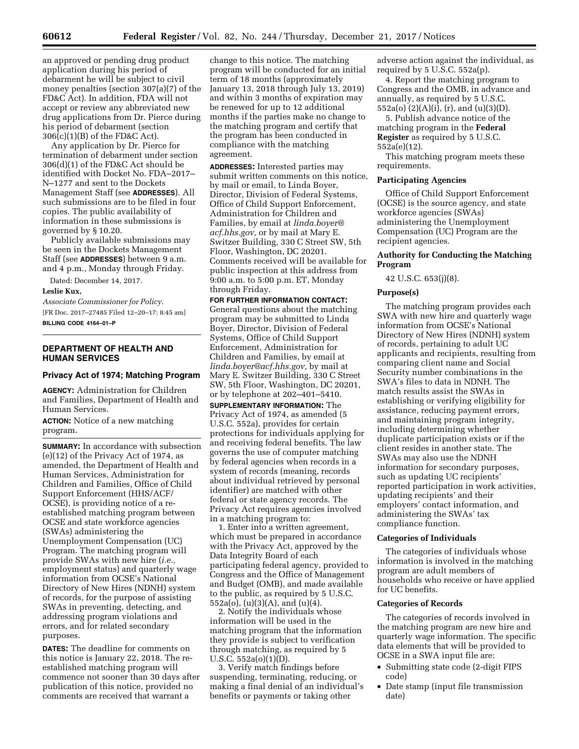an approved or pending drug product application during his period of debarment he will be subject to civil money penalties (section 307(a)(7) of the FD&C Act). In addition, FDA will not accept or review any abbreviated new drug applications from Dr. Pierce during his period of debarment (section 306(c)(1)(B) of the FD&C Act).

Any application by Dr. Pierce for termination of debarment under section 306(d)(1) of the FD&C Act should be identified with Docket No. FDA–2017–N–1277 and sent to the Dockets Management Staff (see **ADDRESSES**). All such submissions are to be filed in four copies. The public availability of information in these submissions is governed by § 10.20.

Publicly available submissions may be seen in the Dockets Management Staff (see **ADDRESSES**) between 9 a.m. and 4 p.m., Monday through Friday.

Dated: December 14, 2017.

**Leslie Kux,**

*Associate Commissioner for Policy.*

[FR Doc. 2017–27485 Filed 12–20–17; 8:45 am]

**BILLING CODE 4164–01–P**

## DEPARTMENT OF HEALTH AND HUMAN SERVICES

### Privacy Act of 1974; Matching Program

**AGENCY:** Administration for Children and Families, Department of Health and Human Services.

**ACTION:** Notice of a new matching program.

**SUMMARY:** In accordance with subsection (e)(12) of the Privacy Act of 1974, as amended, the Department of Health and Human Services, Administration for Children and Families, Office of Child Support Enforcement (HHS/ACF/OCSE), is providing notice of a re-established matching program between OCSE and state workforce agencies (SWAs) administering the Unemployment Compensation (UC) Program. The matching program will provide SWAs with new hire (*i.e.,* employment status) and quarterly wage information from OCSE's National Directory of New Hires (NDNH) system of records, for the purpose of assisting SWAs in preventing, detecting, and addressing program violations and errors, and for related secondary purposes.

**DATES:** The deadline for comments on this notice is January 22, 2018. The re-established matching program will commence not sooner than 30 days after publication of this notice, provided no comments are received that warrant a change to this notice. The matching program will be conducted for an initial term of 18 months (approximately January 13, 2018 through July 13, 2019) and within 3 months of expiration may be renewed for up to 12 additional months if the parties make no change to the matching program and certify that the program has been conducted in compliance with the matching agreement.

**ADDRESSES:** Interested parties may submit written comments on this notice, by mail or email, to Linda Boyer, Director, Division of Federal Systems, Office of Child Support Enforcement, Administration for Children and Families, by email at *linda.boyer@acf.hhs.gov,* or by mail at Mary E. Switzer Building, 330 C Street SW, 5th Floor, Washington, DC 20201. Comments received will be available for public inspection at this address from 9:00 a.m. to 5:00 p.m. ET, Monday through Friday.

**FOR FURTHER INFORMATION CONTACT:** General questions about the matching program may be submitted to Linda Boyer, Director, Division of Federal Systems, Office of Child Support Enforcement, Administration for Children and Families, by email at *linda.boyer@acf.hhs.gov,* by mail at Mary E. Switzer Building, 330 C Street SW, 5th Floor, Washington, DC 20201, or by telephone at 202–401–5410.

**SUPPLEMENTARY INFORMATION:** The Privacy Act of 1974, as amended (5 U.S.C. 552a), provides for certain protections for individuals applying for and receiving federal benefits. The law governs the use of computer matching by federal agencies when records in a system of records (meaning, records about individual retrieved by personal identifier) are matched with other federal or state agency records. The Privacy Act requires agencies involved in a matching program to:

1. Enter into a written agreement, which must be prepared in accordance with the Privacy Act, approved by the Data Integrity Board of each participating federal agency, provided to Congress and the Office of Management and Budget (OMB), and made available to the public, as required by 5 U.S.C. 552a(o), (u)(3)(A), and (u)(4).
2. Notify the individuals whose information will be used in the matching program that the information they provide is subject to verification through matching, as required by 5 U.S.C. 552a(o)(1)(D).
3. Verify match findings before suspending, terminating, reducing, or making a final denial of an individual's benefits or payments or taking other adverse action against the individual, as required by 5 U.S.C. 552a(p).
4. Report the matching program to Congress and the OMB, in advance and annually, as required by 5 U.S.C. 552a(o) (2)(A)(i), (r), and (u)(3)(D).
5. Publish advance notice of the matching program in the **Federal Register** as required by 5 U.S.C. 552a(e)(12).

This matching program meets these requirements.

#### Participating Agencies

Office of Child Support Enforcement (OCSE) is the source agency, and state workforce agencies (SWAs) administering the Unemployment Compensation (UC) Program are the recipient agencies.

#### Authority for Conducting the Matching Program

42 U.S.C. 653(j)(8).

#### Purpose(s)

The matching program provides each SWA with new hire and quarterly wage information from OCSE's National Directory of New Hires (NDNH) system of records, pertaining to adult UC applicants and recipients, resulting from comparing client name and Social Security number combinations in the SWA's files to data in NDNH. The match results assist the SWAs in establishing or verifying eligibility for assistance, reducing payment errors, and maintaining program integrity, including determining whether duplicate participation exists or if the client resides in another state. The SWAs may also use the NDNH information for secondary purposes, such as updating UC recipients' reported participation in work activities, updating recipients' and their employers' contact information, and administering the SWAs' tax compliance function.

#### Categories of Individuals

The categories of individuals whose information is involved in the matching program are adult members of households who receive or have applied for UC benefits.

#### Categories of Records

The categories of records involved in the matching program are new hire and quarterly wage information. The specific data elements that will be provided to OCSE in a SWA input file are:

- Submitting state code (2-digit FIPS code)
- Date stamp (input file transmission date)